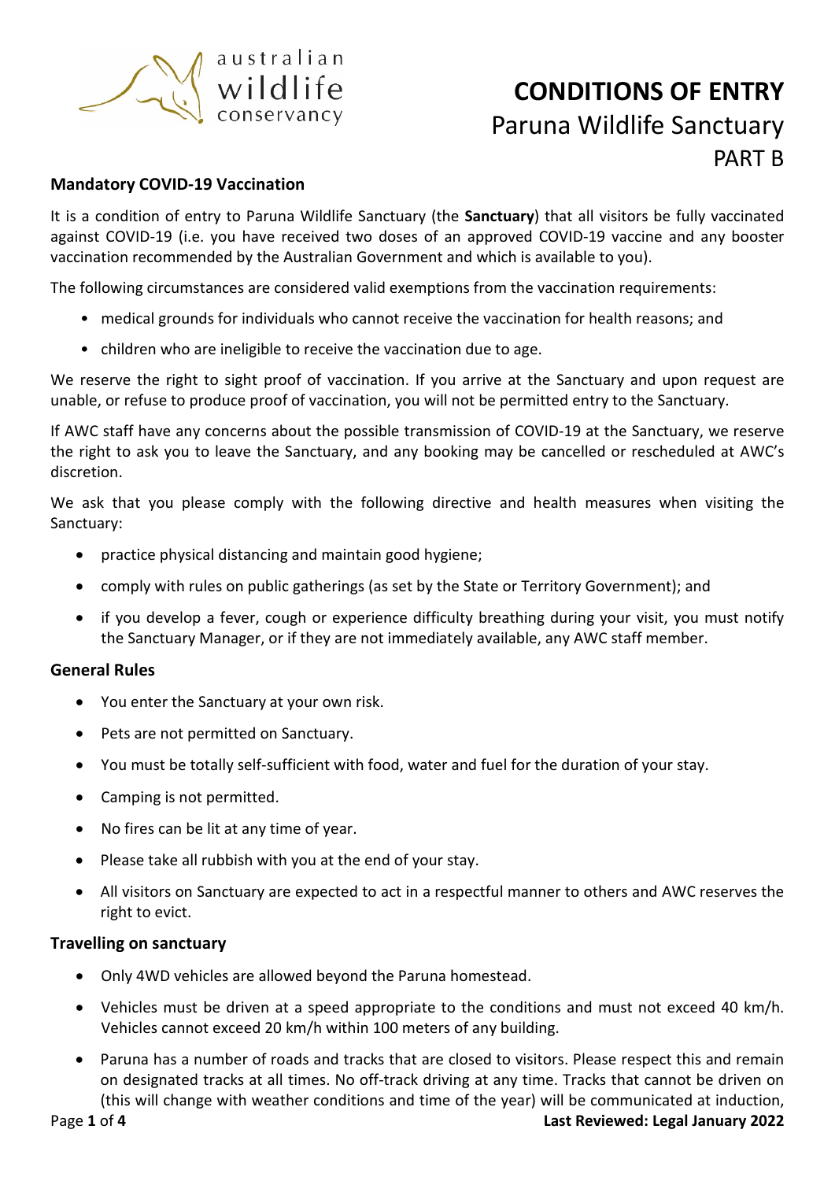australian wildlife conservancy

# CONDITIONS OF ENTRY

## Paruna Wildlife Sanctuary

## PART B

### Mandatory COVID-19 Vaccination

It is a condition of entry to Paruna Wildlife Sanctuary (the **Sanctuary**) that all visitors be fully vaccinated against COVID-19 (i.e. you have received two doses of an approved COVID-19 vaccine and any booster vaccination recommended by the Australian Government and which is available to you).

The following circumstances are considered valid exemptions from the vaccination requirements:

- medical grounds for individuals who cannot receive the vaccination for health reasons; and
- children who are ineligible to receive the vaccination due to age.

We reserve the right to sight proof of vaccination. If you arrive at the Sanctuary and upon request are unable, or refuse to produce proof of vaccination, you will not be permitted entry to the Sanctuary.

If AWC staff have any concerns about the possible transmission of COVID-19 at the Sanctuary, we reserve the right to ask you to leave the Sanctuary, and any booking may be cancelled or rescheduled at AWC's discretion.

We ask that you please comply with the following directive and health measures when visiting the Sanctuary:

- practice physical distancing and maintain good hygiene;
- comply with rules on public gatherings (as set by the State or Territory Government); and
- if you develop a fever, cough or experience difficulty breathing during your visit, you must notify the Sanctuary Manager, or if they are not immediately available, any AWC staff member.

### General Rules

- You enter the Sanctuary at your own risk.
- Pets are not permitted on Sanctuary.
- You must be totally self-sufficient with food, water and fuel for the duration of your stay.
- Camping is not permitted.
- No fires can be lit at any time of year.
- Please take all rubbish with you at the end of your stay.
- All visitors on Sanctuary are expected to act in a respectful manner to others and AWC reserves the right to evict.

### Travelling on sanctuary

- Only 4WD vehicles are allowed beyond the Paruna homestead.
- Vehicles must be driven at a speed appropriate to the conditions and must not exceed 40 km/h. Vehicles cannot exceed 20 km/h within 100 meters of any building.
- Paruna has a number of roads and tracks that are closed to visitors. Please respect this and remain on designated tracks at all times. No off-track driving at any time. Tracks that cannot be driven on (this will change with weather conditions and time of the year) will be communicated at induction,

Last Reviewed: Legal January 2022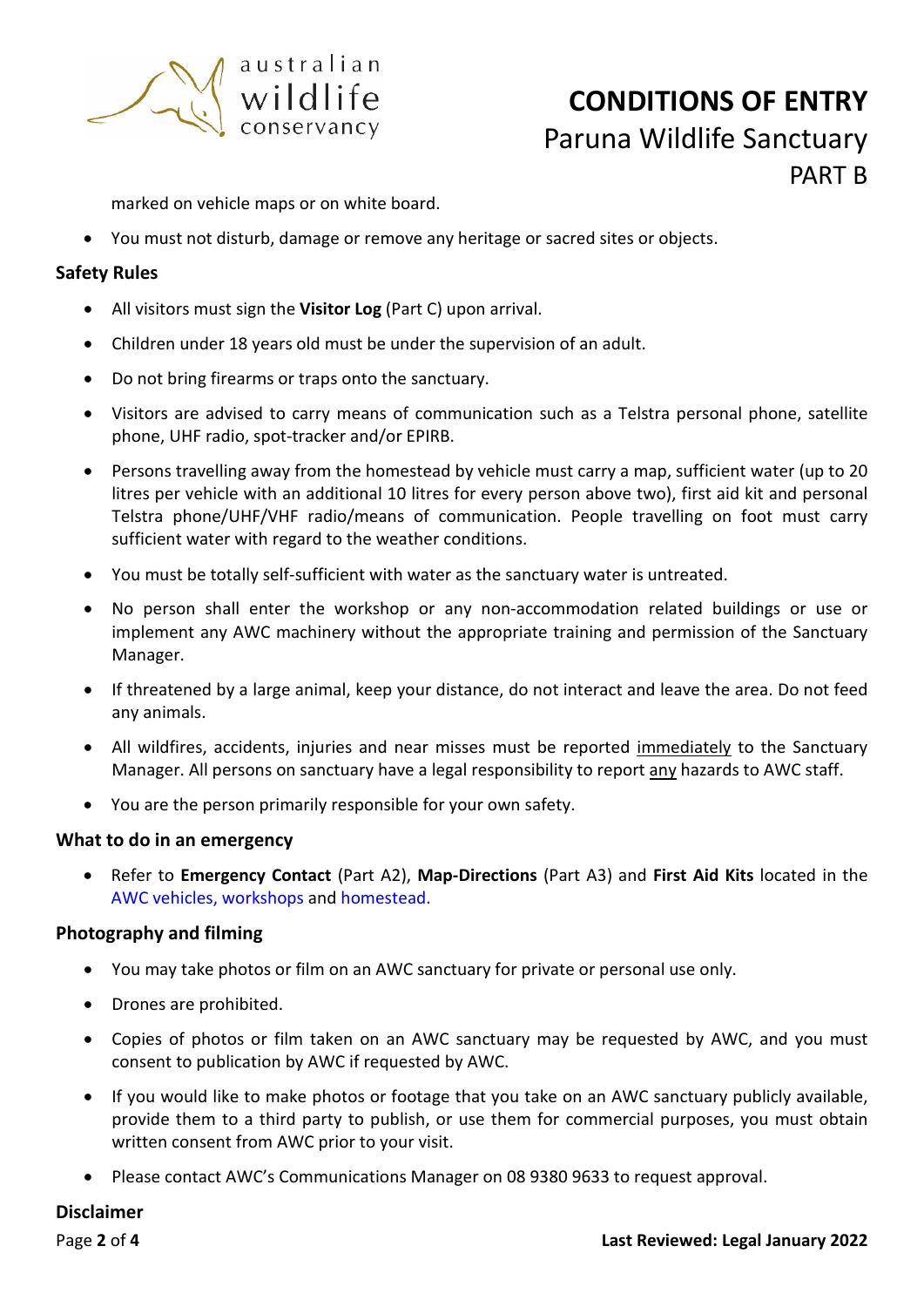marked on vehicle maps or on white board.

- You must not disturb, damage or remove any heritage or sacred sites or objects.

### Safety Rules

- All visitors must sign the **Visitor Log** (Part C) upon arrival.
- Children under 18 years old must be under the supervision of an adult.
- Do not bring firearms or traps onto the sanctuary.
- Visitors are advised to carry means of communication such as a Telstra personal phone, satellite phone, UHF radio, spot-tracker and/or EPIRB.
- Persons travelling away from the homestead by vehicle must carry a map, sufficient water (up to 20 litres per vehicle with an additional 10 litres for every person above two), first aid kit and personal Telstra phone/UHF/VHF radio/means of communication. People travelling on foot must carry sufficient water with regard to the weather conditions.
- You must be totally self-sufficient with water as the sanctuary water is untreated.
- No person shall enter the workshop or any non-accommodation related buildings or use or implement any AWC machinery without the appropriate training and permission of the Sanctuary Manager.
- If threatened by a large animal, keep your distance, do not interact and leave the area. Do not feed any animals.
- All wildfires, accidents, injuries and near misses must be reported <u>immediately</u> to the Sanctuary Manager. All persons on sanctuary have a legal responsibility to report <u>any</u> hazards to AWC staff.
- You are the person primarily responsible for your own safety.

### What to do in an emergency

- Refer to **Emergency Contact** (Part A2), **Map-Directions** (Part A3) and **First Aid Kits** located in the AWC vehicles, workshops and homestead.

### Photography and filming

- You may take photos or film on an AWC sanctuary for private or personal use only.
- Drones are prohibited.
- Copies of photos or film taken on an AWC sanctuary may be requested by AWC, and you must consent to publication by AWC if requested by AWC.
- If you would like to make photos or footage that you take on an AWC sanctuary publicly available, provide them to a third party to publish, or use them for commercial purposes, you must obtain written consent from AWC prior to your visit.
- Please contact AWC's Communications Manager on 08 9380 9633 to request approval.

### Disclaimer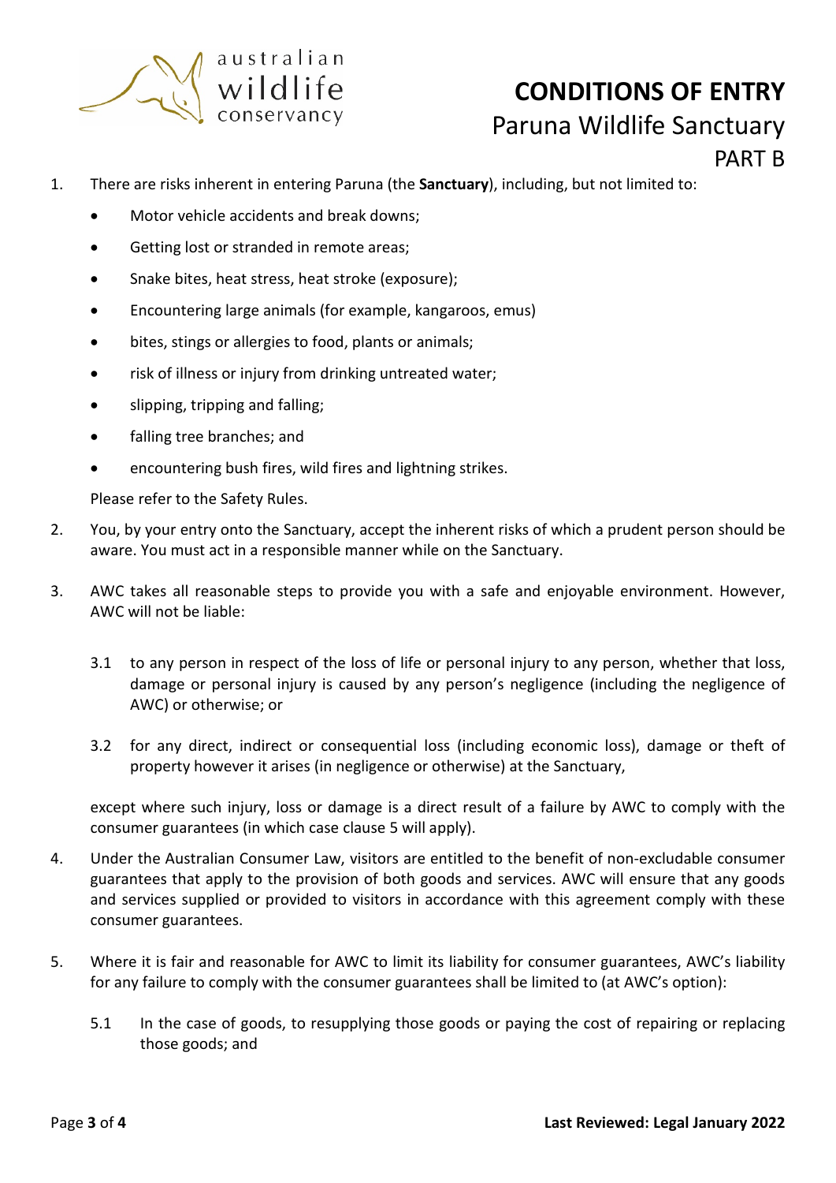australian wildlife conservancy

# CONDITIONS OF ENTRY

## Paruna Wildlife Sanctuary

## PART B

1. There are risks inherent in entering Paruna (the **Sanctuary**), including, but not limited to:

   - Motor vehicle accidents and break downs;
   - Getting lost or stranded in remote areas;
   - Snake bites, heat stress, heat stroke (exposure);
   - Encountering large animals (for example, kangaroos, emus)
   - bites, stings or allergies to food, plants or animals;
   - risk of illness or injury from drinking untreated water;
   - slipping, tripping and falling;
   - falling tree branches; and
   - encountering bush fires, wild fires and lightning strikes.

   Please refer to the Safety Rules.

2. You, by your entry onto the Sanctuary, accept the inherent risks of which a prudent person should be aware. You must act in a responsible manner while on the Sanctuary.

3. AWC takes all reasonable steps to provide you with a safe and enjoyable environment. However, AWC will not be liable:

   3.1 to any person in respect of the loss of life or personal injury to any person, whether that loss, damage or personal injury is caused by any person's negligence (including the negligence of AWC) or otherwise; or

   3.2 for any direct, indirect or consequential loss (including economic loss), damage or theft of property however it arises (in negligence or otherwise) at the Sanctuary,

   except where such injury, loss or damage is a direct result of a failure by AWC to comply with the consumer guarantees (in which case clause 5 will apply).

4. Under the Australian Consumer Law, visitors are entitled to the benefit of non-excludable consumer guarantees that apply to the provision of both goods and services. AWC will ensure that any goods and services supplied or provided to visitors in accordance with this agreement comply with these consumer guarantees.

5. Where it is fair and reasonable for AWC to limit its liability for consumer guarantees, AWC's liability for any failure to comply with the consumer guarantees shall be limited to (at AWC's option):

   5.1 In the case of goods, to resupplying those goods or paying the cost of repairing or replacing those goods; and

Last Reviewed: Legal January 2022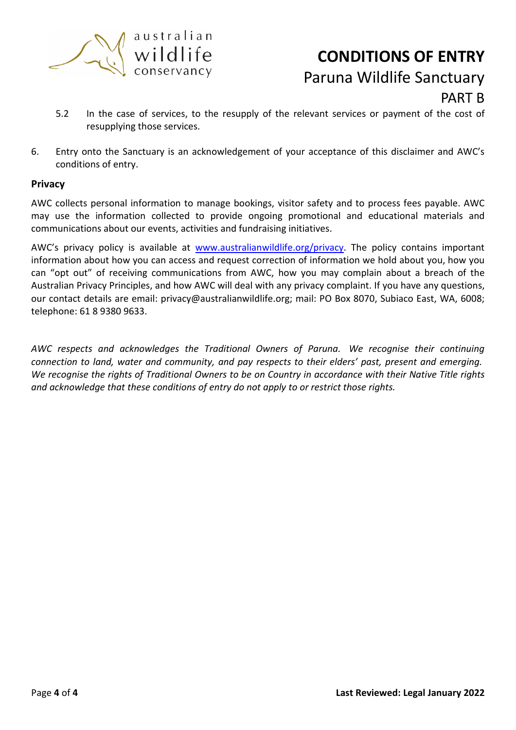5.2 In the case of services, to the resupply of the relevant services or payment of the cost of resupplying those services.

6. Entry onto the Sanctuary is an acknowledgement of your acceptance of this disclaimer and AWC's conditions of entry.

**Privacy**

AWC collects personal information to manage bookings, visitor safety and to process fees payable. AWC may use the information collected to provide ongoing promotional and educational materials and communications about our events, activities and fundraising initiatives.

AWC's privacy policy is available at [www.australianwildlife.org/privacy](http://www.australianwildlife.org/privacy). The policy contains important information about how you can access and request correction of information we hold about you, how you can "opt out" of receiving communications from AWC, how you may complain about a breach of the Australian Privacy Principles, and how AWC will deal with any privacy complaint. If you have any questions, our contact details are email: privacy@australianwildlife.org; mail: PO Box 8070, Subiaco East, WA, 6008; telephone: 61 8 9380 9633.

*AWC respects and acknowledges the Traditional Owners of Paruna. We recognise their continuing connection to land, water and community, and pay respects to their elders' past, present and emerging. We recognise the rights of Traditional Owners to be on Country in accordance with their Native Title rights and acknowledge that these conditions of entry do not apply to or restrict those rights.*

**Last Reviewed: Legal January 2022**